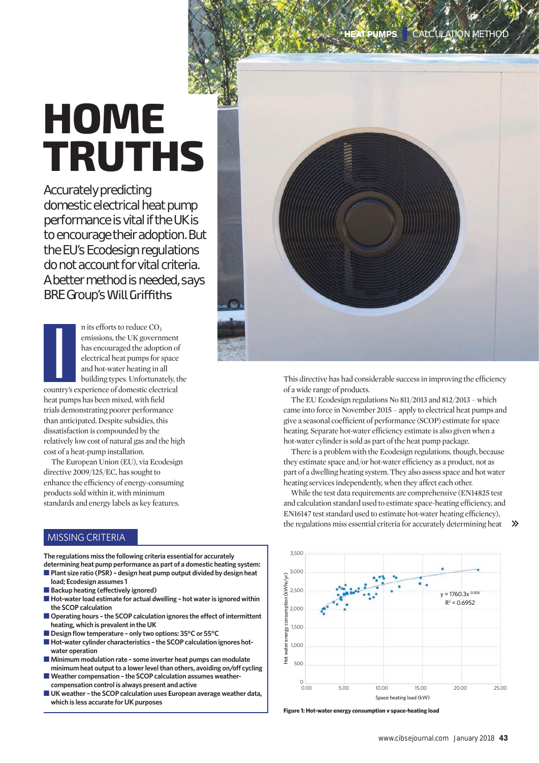# HOME TRUTHS

Accurately predicting domestic electrical heat pump performance is vital if the UK is to encourage their adoption. But the EU's Ecodesign regulations do not account for vital criteria. A better method is needed, says BRE Group's Will Griffiths

In its efforts to reduce $CO_2$ emissions, the UK government has encouraged the adoption of electrical heat pumps for space and hot-water heating in all building types. Unfortunately, the country's experience of domestic electrical heat pumps has been mixed, with field trials demonstrating poorer performance than anticipated. Despite subsidies, this dissatisfaction is compounded by the relatively low cost of natural gas and the high cost of a heat-pump installation.

The European Union (EU), via Ecodesign directive 2009/125/EC, has sought to enhance the efficiency of energy-consuming products sold within it, with minimum standards and energy labels as key features.

This directive has had considerable success in improving the efficiency of a wide range of products.

The EU Ecodesign regulations No 811/2013 and 812/2013 – which came into force in November 2015 – apply to electrical heat pumps and give a seasonal coefficient of performance (SCOP) estimate for space heating. Separate hot-water efficiency estimate is also given when a hot-water cylinder is sold as part of the heat pump package.

There is a problem with the Ecodesign regulations, though, because they estimate space and/or hot-water efficiency as a product, not as part of a dwelling heating system. They also assess space and hot water heating services independently, when they affect each other.

While the test data requirements are comprehensive (EN14825 test and calculation standard used to estimate space-heating efficiency, and EN16147 test standard used to estimate hot-water heating efficiency), the regulations miss essential criteria for accurately determining heat »

## MISSING CRITERIA

**The regulations miss the following criteria essential for accurately determining heat pump performance as part of a domestic heating system:**

- **Plant size ratio (PSR) – design heat pump output divided by design heat load; Ecodesign assumes 1**
- **Backup heating (effectively ignored)**
- **Hot-water load estimate for actual dwelling – hot water is ignored within the SCOP calculation**
- **Operating hours – the SCOP calculation ignores the effect of intermittent heating, which is prevalent in the UK**
- **Design flow temperature – only two options: 35°C or 55°C**
- **Hot-water cylinder characteristics – the SCOP calculation ignores hot-water operation**
- **Minimum modulation rate – some inverter heat pumps can modulate minimum heat output to a lower level than others, avoiding on/off cycling**
- **Weather compensation – the SCOP calculation assumes weather-compensation control is always present and active**
- **UK weather – the SCOP calculation uses European average weather data, which is less accurate for UK purposes**

$y = 1760.3x^{0.1818}$

$R^2 = 0.6952$

**Figure 1: Hot-water energy consumption v space-heating load**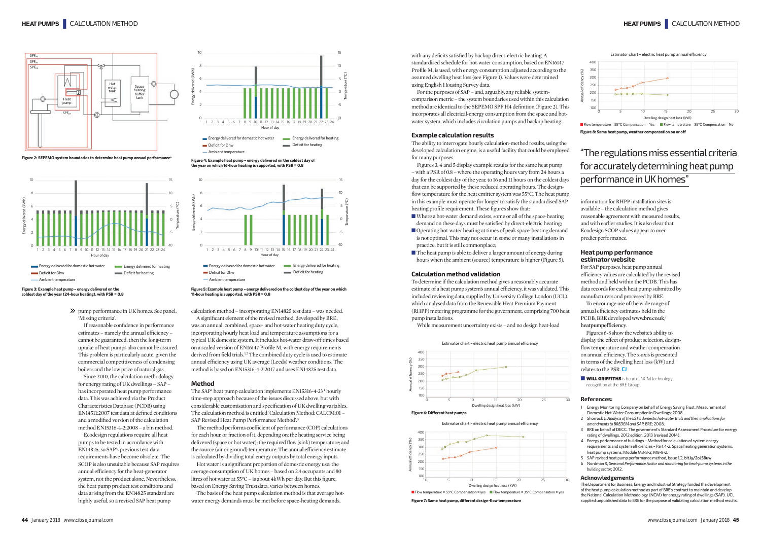Figure 2: SEPEMO system boundaries to determine heat pump annual performance[4]

SPF$_{H4}$
SPF$_{H3}$
SPF$_{H2}$
SPF$_{H1}$
Hot water tank
Space heating buffer tank
Heat pump

Figure 3: Example heat pump – energy delivered on the coldest day of the year (24-hour heating), with PSR = 0.8

Energy delivered (kWh)
Temperature (°C)
Hour of day
Energy delivered for domestic hot water
Energy delivered for heating
Deficit for Dhw
Deficit for heating
Ambient temperature

Figure 4: Example heat pump – energy delivered on the coldest day of the year on which 16-hour heating is supported, with PSR = 0.8

Energy delivered (kWh)
Temperature (°C)
Hour of day
Energy delivered for domestic hot water
Energy delivered for heating
Deficit for Dhw
Deficit for heating
Ambient temperature

Figure 5: Example heat pump – energy delivered on the coldest day of the year on which 11-hour heating is supported, with PSR = 0.8

Energy delivered (kWh)
Temperature (°C)
Hour of day
Energy delivered for domestic hot water
Energy delivered for heating
Deficit for Dhw
Deficit for heating
Ambient temperature

» pump performance in UK homes. See panel, 'Missing criteria'.

If reasonable confidence in performance estimates – namely the annual efficiency – cannot be guaranteed, then the long-term uptake of heat pumps also cannot be assured. This problem is particularly acute, given the commercial competitiveness of condensing boilers and the low price of natural gas.

Since 2010, the calculation methodology for energy rating of UK dwellings – SAP – has incorporated heat pump performance data. This was achieved via the Product Characteristics Database (PCDB) using EN14511:2007 test data at defined conditions and a modified version of the calculation method EN15316-4-2:2008 – a bin method.

Ecodesign regulations require all heat pumps to be tested in accordance with EN14825, so SAP's previous test-data requirements have become obsolete. The SCOP is also unsuitable because SAP requires annual efficiency for the heat-generator system, not the product alone. Nevertheless, the heat pump product test conditions and data arising from the EN14825 standard are highly useful, so a revised SAP heat pump calculation method – incorporating EN14825 test data – was needed.

A significant element of the revised method, developed by BRE, was an annual, combined, space- and hot-water heating duty cycle, incorporating hourly heat load and temperature assumptions for a typical UK domestic system. It includes hot-water draw-off times based on a scaled version of EN16147 Profile M, with energy requirements derived from field trials.[1,2] The combined duty cycle is used to estimate annual efficiency using UK average (Leeds) weather conditions. The method is based on EN15316-4-2:2017 and uses EN14825 test data.

## Method

The SAP[3] heat pump calculation implements EN15316-4-2's[4] hourly time-step approach because of the issues discussed above, but with considerable customisation and specification of UK dwelling variables. The calculation method is entitled 'Calculation Method: CALCM:01 – SAP Revised Heat Pump Performance Method'.[5]

The method performs coefficient of performance (COP) calculations for each hour, or fraction of it, depending on: the heating service being delivered (space or hot water); the required flow (sink) temperature; and the source (air or ground) temperature. The annual efficiency estimate is calculated by dividing total energy outputs by total energy inputs.

Hot water is a significant proportion of domestic energy use; the average consumption of UK homes – based on 2.4 occupants and 80 litres of hot water at 55°C – is about 4kWh per day. But this figure, based on Energy Saving Trust data, varies between homes.

The basis of the heat pump calculation method is that average hot-water energy demands must be met before space-heating demands, with any deficits satisfied by backup direct-electric heating. A standardised schedule for hot-water consumption, based on EN16147 Profile M, is used, with energy consumption adjusted according to the assumed dwelling heat loss (see Figure 1). Values were determined using English Housing Survey data.

For the purposes of SAP – and, arguably, any reliable system-comparison metric – the system boundaries used within this calculation method are identical to the SEPEMO SPF H4 definition (Figure 2). This incorporates all electrical-energy consumption from the space and hot-water system, which includes circulation pumps and backup heating.

## Example calculation results

The ability to interrogate hourly calculation-method results, using the developed calculation engine, is a useful facility that could be employed for many purposes.

Figures 3, 4 and 5 display example results for the same heat pump – with a PSR of 0.8 – where the operating hours vary from 24 hours a day for the coldest day of the year, to 16 and 11 hours on the coldest days that can be supported by these reduced operating hours. The design-flow temperature for the heat emitter system was 55°C. The heat pump in this example must operate for longer to satisfy the standardised SAP heating profile requirement. These figures show that:

- Where a hot-water demand exists, some or all of the space-heating demand on these days must be satisfied by direct-electric heating;
- Operating hot-water heating at times of peak space-heating demand is not optimal. This may not occur in some or many installations in practice, but it is still commonplace;
- The heat pump is able to deliver a larger amount of energy during hours when the ambient (source) temperature is higher (Figure 5).

## Calculation method validation

To determine if the calculation method gives a reasonably accurate estimate of a heat pump system's annual efficiency, it was validated. This included reviewing data, supplied by University College London (UCL), which analysed data from the Renewable Heat Premium Payment (RHPP) metering programme for the government, comprising 700 heat pump installations.

While measurement uncertainty exists – and no design heat-load information for RHPP installation sites is available – the calculation method gives reasonable agreement with measured results, and with earlier studies. It is also clear that Ecodesign SCOP values appear to over-predict performance.

Estimator chart – electric heat pump annual efficiency
Annual efficiency (%)
Dwelling design heat loss (kW)

Figure 6: Different heat pumps

Estimator chart – electric heat pump annual efficiency
Annual efficiency (%)
Dwelling design heat loss (kW)
Flow temperature = 55°C Compensation = yes
Flow temperature = 35°C Compensation = yes

Figure 7: Same heat pump, different design-flow temperature

Estimator chart – electric heat pump annual efficiency
Annual efficiency (%)
Dwelling design heat loss (kW)
Flow temperature = 55°C Compensation = Yes
Flow temperature = 35°C Compensation = No

Figure 8: Same heat pump, weather compensation on or off

> "The regulations miss essential criteria for accurately determining heat pump performance in UK homes"

## Heat pump performance estimator website

For SAP purposes, heat pump annual efficiency values are calculated by the revised method and held within the PCDB. This has data records for each heat pump submitted by manufacturers and processed by BRE.

To encourage use of the wide range of annual efficiency estimates held in the PCDB, BRE developed www.bre.co.uk/heatpumpefficiency.

Figures 6-8 show the website's ability to display the effect of product selection, design-flow temperature and weather compensation on annual efficiency. The x-axis is presented in terms of the dwelling heat loss (kW) and relates to the PSR. **CJ**

**WILL GRIFFITHS** is head of NCM technology recognition at the BRE Group

## References:

1. Energy Monitoring Company on behalf of Energy Saving Trust. Measurement of Domestic Hot Water Consumption in Dwellings; 2008.
2. Shorrock L, *Analysis of the EST's domestic hot-water trials and their implications for amendments to BREDEM and SAP*. BRE; 2008.
3. BRE on behalf of DECC. The government's Standard Assessment Procedure for energy rating of dwellings, 2012 edition. 2013 (revised 2014).
4. Energy performance of buildings – Method for calculation of system energy requirements and system efficiencies – Part 4-2: Space heating generation systems, heat pump systems, Module M3-8-2, M8-8-2.
5. SAP revised heat pump performance method, Issue 1.2, **bit.ly/2oJSBuw**
6. Nordman R, *Seasonal Performance Factor and monitoring for heat-pump systems in the building sector*; 2012.

## Acknowledgements

The Department for Business, Energy and Industrial Strategy funded the development of the heat pump calculation method as part of BRE's contract to maintain and develop the National Calculation Methodology (NCM) for energy rating of dwellings (SAP). UCL supplied unpublished data to BRE for the purpose of validating calculation method results.